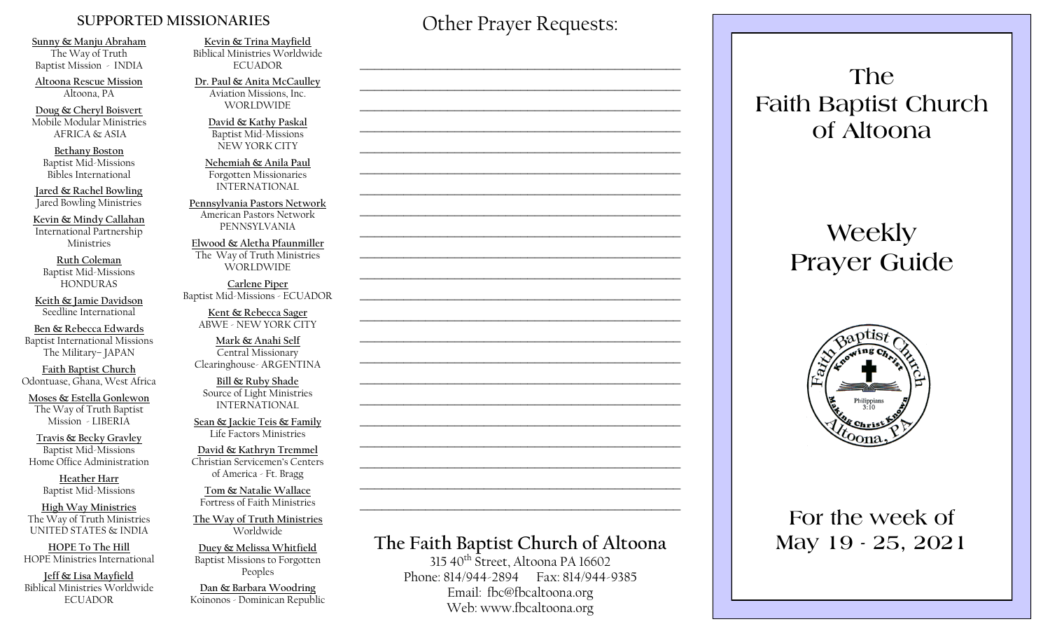## SUPPORTED MISSIONARIES

**Sunny & Manju Abraham**
The Way of Truth Baptist Mission - INDIA

**Altoona Rescue Mission**
Altoona, PA

**Doug & Cheryl Boisvert**
Mobile Modular Ministries
AFRICA & ASIA

**Bethany Boston**
Baptist Mid-Missions
Bibles International

**Jared & Rachel Bowling**
Jared Bowling Ministries

**Kevin & Mindy Callahan**
International Partnership Ministries

**Ruth Coleman**
Baptist Mid-Missions
HONDURAS

**Keith & Jamie Davidson**
Seedline International

**Ben & Rebecca Edwards**
Baptist International Missions
The Military– JAPAN

**Faith Baptist Church**
Odontuase, Ghana, West Africa

**Moses & Estella Gonlewon**
The Way of Truth Baptist Mission - LIBERIA

**Travis & Becky Gravley**
Baptist Mid-Missions
Home Office Administration

**Heather Harr**
Baptist Mid-Missions

**High Way Ministries**
The Way of Truth Ministries
UNITED STATES & INDIA

**HOPE To The Hill**
HOPE Ministries International

**Jeff & Lisa Mayfield**
Biblical Ministries Worldwide
ECUADOR

**Kevin & Trina Mayfield**
Biblical Ministries Worldwide
ECUADOR

**Dr. Paul & Anita McCaulley**
Aviation Missions, Inc.
WORLDWIDE

**David & Kathy Paskal**
Baptist Mid-Missions
NEW YORK CITY

**Nehemiah & Anila Paul**
Forgotten Missionaries
INTERNATIONAL

**Pennsylvania Pastors Network**
American Pastors Network
PENNSYLVANIA

**Elwood & Aletha Pfaunmiller**
The Way of Truth Ministries
WORLDWIDE

**Carlene Piper**
Baptist Mid-Missions - ECUADOR

**Kent & Rebecca Sager**
ABWE - NEW YORK CITY

**Mark & Anahi Self**
Central Missionary Clearinghouse- ARGENTINA

**Bill & Ruby Shade**
Source of Light Ministries
INTERNATIONAL

**Sean & Jackie Teis & Family**
Life Factors Ministries

**David & Kathryn Tremmel**
Christian Servicemen's Centers of America - Ft. Bragg

**Tom & Natalie Wallace**
Fortress of Faith Ministries

**The Way of Truth Ministries**
Worldwide

**Duey & Melissa Whitfield**
Baptist Missions to Forgotten Peoples

**Dan & Barbara Woodring**
Koinonos - Dominican Republic

## Other Prayer Requests:

_______________________________________________

_______________________________________________

_______________________________________________

_______________________________________________

_______________________________________________

_______________________________________________

_______________________________________________

_______________________________________________

_______________________________________________

_______________________________________________

_______________________________________________

_______________________________________________

_______________________________________________

_______________________________________________

_______________________________________________

_______________________________________________

_______________________________________________

_______________________________________________

_______________________________________________

_______________________________________________

_______________________________________________

_______________________________________________

_______________________________________________

### The Faith Baptist Church of Altoona

315 40th Street, Altoona PA 16602
Phone: 814/944-2894 Fax: 814/944-9385
Email: fbc@fbcaltoona.org
Web: www.fbcaltoona.org

# The Faith Baptist Church of Altoona

# Weekly Prayer Guide

Faith Baptist Church — Knowing Christ — Making Christ Known — Philippians 3:10 — Altoona, PA

## For the week of May 19 - 25, 2021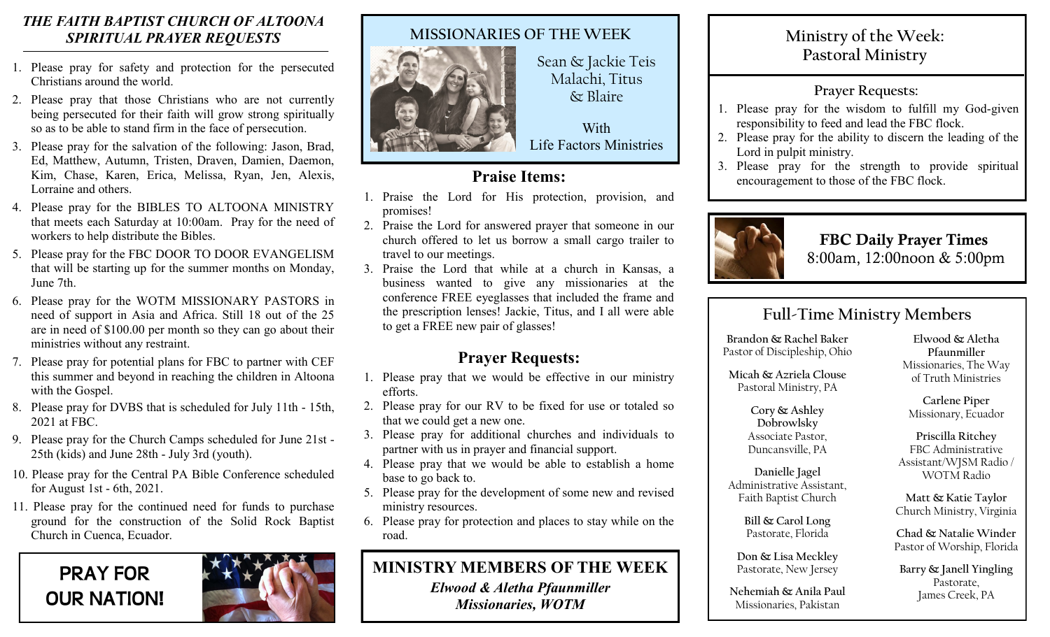## *THE FAITH BAPTIST CHURCH OF ALTOONA SPIRITUAL PRAYER REQUESTS*

1. Please pray for safety and protection for the persecuted Christians around the world.
2. Please pray that those Christians who are not currently being persecuted for their faith will grow strong spiritually so as to be able to stand firm in the face of persecution.
3. Please pray for the salvation of the following: Jason, Brad, Ed, Matthew, Autumn, Tristen, Draven, Damien, Daemon, Kim, Chase, Karen, Erica, Melissa, Ryan, Jen, Alexis, Lorraine and others.
4. Please pray for the BIBLES TO ALTOONA MINISTRY that meets each Saturday at 10:00am. Pray for the need of workers to help distribute the Bibles.
5. Please pray for the FBC DOOR TO DOOR EVANGELISM that will be starting up for the summer months on Monday, June 7th.
6. Please pray for the WOTM MISSIONARY PASTORS in need of support in Asia and Africa. Still 18 out of the 25 are in need of $100.00 per month so they can go about their ministries without any restraint.
7. Please pray for potential plans for FBC to partner with CEF this summer and beyond in reaching the children in Altoona with the Gospel.
8. Please pray for DVBS that is scheduled for July 11th - 15th, 2021 at FBC.
9. Please pray for the Church Camps scheduled for June 21st - 25th (kids) and June 28th - July 3rd (youth).
10. Please pray for the Central PA Bible Conference scheduled for August 1st - 6th, 2021.
11. Please pray for the continued need for funds to purchase ground for the construction of the Solid Rock Baptist Church in Cuenca, Ecuador.

**PRAY FOR OUR NATION!**

## MISSIONARIES OF THE WEEK

Sean & Jackie Teis
Malachi, Titus
& Blaire

With
Life Factors Ministries

### Praise Items:

1. Praise the Lord for His protection, provision, and promises!
2. Praise the Lord for answered prayer that someone in our church offered to let us borrow a small cargo trailer to travel to our meetings.
3. Praise the Lord that while at a church in Kansas, a business wanted to give any missionaries at the conference FREE eyeglasses that included the frame and the prescription lenses! Jackie, Titus, and I all were able to get a FREE new pair of glasses!

### Prayer Requests:

1. Please pray that we would be effective in our ministry efforts.
2. Please pray for our RV to be fixed for use or totaled so that we could get a new one.
3. Please pray for additional churches and individuals to partner with us in prayer and financial support.
4. Please pray that we would be able to establish a home base to go back to.
5. Please pray for the development of some new and revised ministry resources.
6. Please pray for protection and places to stay while on the road.

## MINISTRY MEMBERS OF THE WEEK

*Elwood & Aletha Pfaunmiller*
*Missionaries, WOTM*

## Ministry of the Week: Pastoral Ministry

### Prayer Requests:

1. Please pray for the wisdom to fulfill my God-given responsibility to feed and lead the FBC flock.
2. Please pray for the ability to discern the leading of the Lord in pulpit ministry.
3. Please pray for the strength to provide spiritual encouragement to those of the FBC flock.

**FBC Daily Prayer Times**
8:00am, 12:00noon & 5:00pm

## Full-Time Ministry Members

**Brandon & Rachel Baker**
Pastor of Discipleship, Ohio

**Micah & Azriela Clouse**
Pastoral Ministry, PA

**Cory & Ashley Dobrowlsky**
Associate Pastor, Duncansville, PA

**Danielle Jagel**
Administrative Assistant, Faith Baptist Church

**Bill & Carol Long**
Pastorate, Florida

**Don & Lisa Meckley**
Pastorate, New Jersey

**Nehemiah & Anila Paul**
Missionaries, Pakistan

**Elwood & Aletha Pfaunmiller**
Missionaries, The Way of Truth Ministries

**Carlene Piper**
Missionary, Ecuador

**Priscilla Ritchey**
FBC Administrative Assistant/WJSM Radio / WOTM Radio

**Matt & Katie Taylor**
Church Ministry, Virginia

**Chad & Natalie Winder**
Pastor of Worship, Florida

**Barry & Janell Yingling**
Pastorate, James Creek, PA